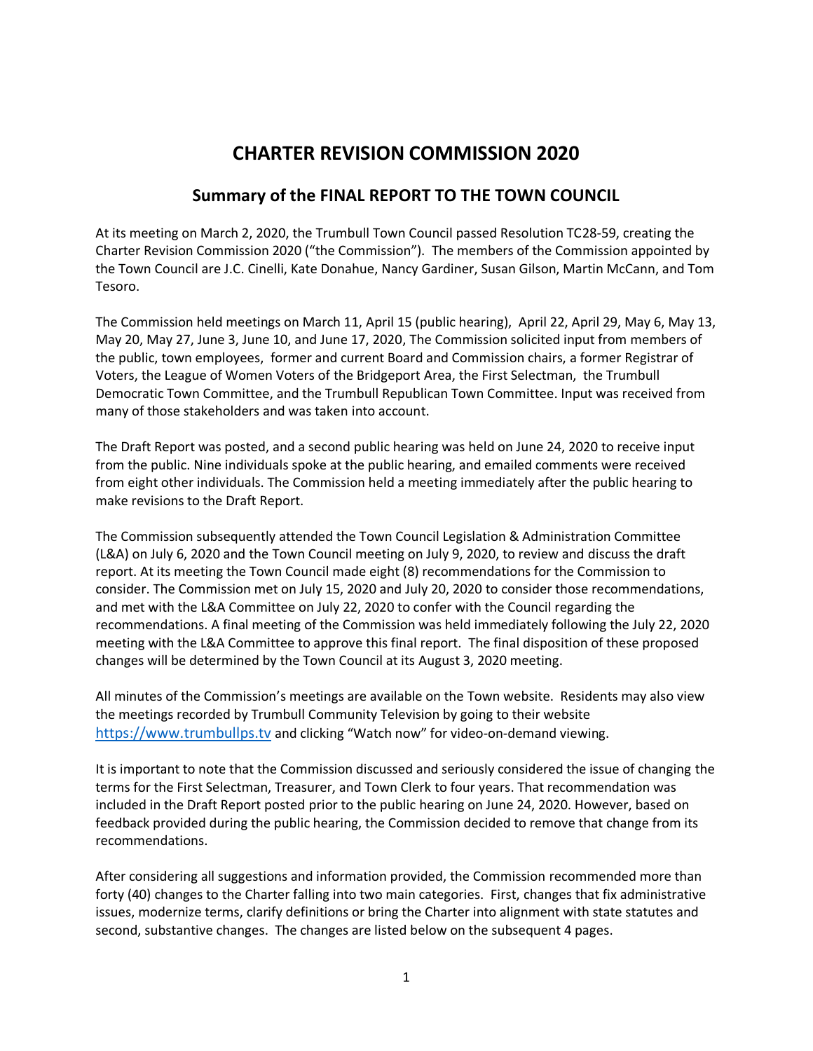# CHARTER REVISION COMMISSION 2020

## Summary of the FINAL REPORT TO THE TOWN COUNCIL

At its meeting on March 2, 2020, the Trumbull Town Council passed Resolution TC28-59, creating the Charter Revision Commission 2020 ("the Commission"). The members of the Commission appointed by the Town Council are J.C. Cinelli, Kate Donahue, Nancy Gardiner, Susan Gilson, Martin McCann, and Tom Tesoro.

The Commission held meetings on March 11, April 15 (public hearing), April 22, April 29, May 6, May 13, May 20, May 27, June 3, June 10, and June 17, 2020, The Commission solicited input from members of the public, town employees, former and current Board and Commission chairs, a former Registrar of Voters, the League of Women Voters of the Bridgeport Area, the First Selectman, the Trumbull Democratic Town Committee, and the Trumbull Republican Town Committee. Input was received from many of those stakeholders and was taken into account.

The Draft Report was posted, and a second public hearing was held on June 24, 2020 to receive input from the public. Nine individuals spoke at the public hearing, and emailed comments were received from eight other individuals. The Commission held a meeting immediately after the public hearing to make revisions to the Draft Report.

The Commission subsequently attended the Town Council Legislation & Administration Committee (L&A) on July 6, 2020 and the Town Council meeting on July 9, 2020, to review and discuss the draft report. At its meeting the Town Council made eight (8) recommendations for the Commission to consider. The Commission met on July 15, 2020 and July 20, 2020 to consider those recommendations, and met with the L&A Committee on July 22, 2020 to confer with the Council regarding the recommendations. A final meeting of the Commission was held immediately following the July 22, 2020 meeting with the L&A Committee to approve this final report. The final disposition of these proposed changes will be determined by the Town Council at its August 3, 2020 meeting.

All minutes of the Commission's meetings are available on the Town website. Residents may also view the meetings recorded by Trumbull Community Television by going to their website [https://www.trumbullps.tv](https://www.trumbullps.tv) and clicking "Watch now" for video-on-demand viewing.

It is important to note that the Commission discussed and seriously considered the issue of changing the terms for the First Selectman, Treasurer, and Town Clerk to four years. That recommendation was included in the Draft Report posted prior to the public hearing on June 24, 2020. However, based on feedback provided during the public hearing, the Commission decided to remove that change from its recommendations.

After considering all suggestions and information provided, the Commission recommended more than forty (40) changes to the Charter falling into two main categories. First, changes that fix administrative issues, modernize terms, clarify definitions or bring the Charter into alignment with state statutes and second, substantive changes. The changes are listed below on the subsequent 4 pages.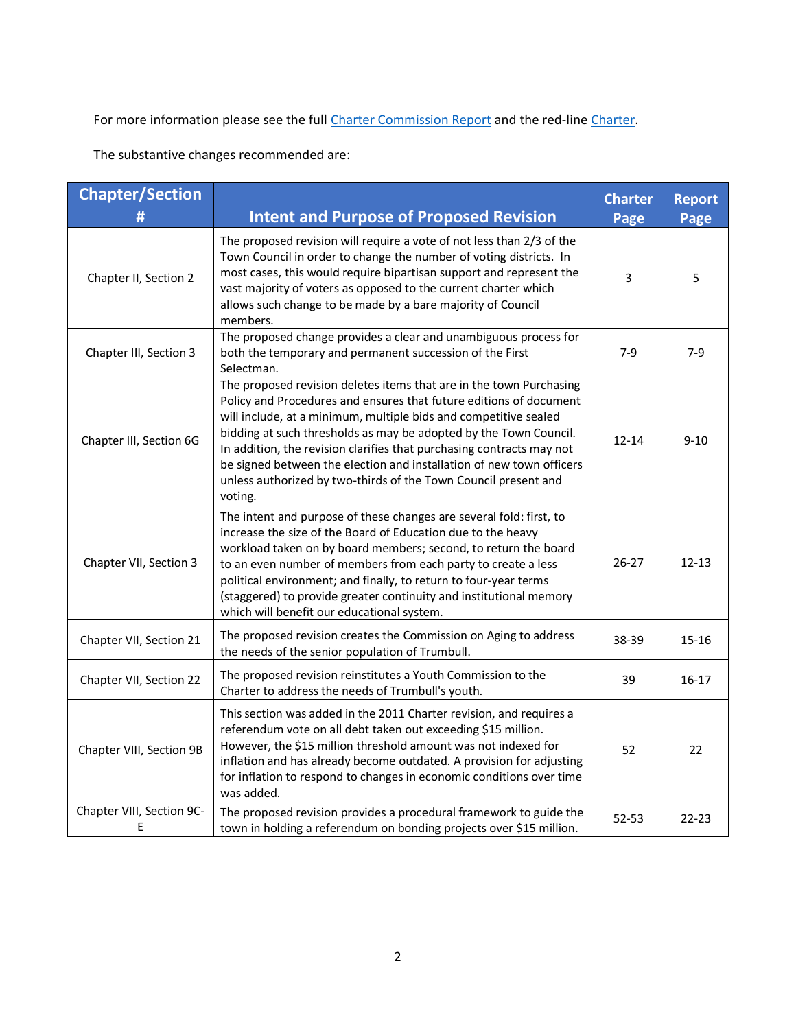For more information please see the full Charter Commission Report and the red-line Charter.

The substantive changes recommended are:

| Chapter/Section # | Intent and Purpose of Proposed Revision | Charter Page | Report Page |
|---|---|---|---|
| Chapter II, Section 2 | The proposed revision will require a vote of not less than 2/3 of the Town Council in order to change the number of voting districts. In most cases, this would require bipartisan support and represent the vast majority of voters as opposed to the current charter which allows such change to be made by a bare majority of Council members. | 3 | 5 |
| Chapter III, Section 3 | The proposed change provides a clear and unambiguous process for both the temporary and permanent succession of the First Selectman. | 7-9 | 7-9 |
| Chapter III, Section 6G | The proposed revision deletes items that are in the town Purchasing Policy and Procedures and ensures that future editions of document will include, at a minimum, multiple bids and competitive sealed bidding at such thresholds as may be adopted by the Town Council. In addition, the revision clarifies that purchasing contracts may not be signed between the election and installation of new town officers unless authorized by two-thirds of the Town Council present and voting. | 12-14 | 9-10 |
| Chapter VII, Section 3 | The intent and purpose of these changes are several fold: first, to increase the size of the Board of Education due to the heavy workload taken on by board members; second, to return the board to an even number of members from each party to create a less political environment; and finally, to return to four-year terms (staggered) to provide greater continuity and institutional memory which will benefit our educational system. | 26-27 | 12-13 |
| Chapter VII, Section 21 | The proposed revision creates the Commission on Aging to address the needs of the senior population of Trumbull. | 38-39 | 15-16 |
| Chapter VII, Section 22 | The proposed revision reinstitutes a Youth Commission to the Charter to address the needs of Trumbull's youth. | 39 | 16-17 |
| Chapter VIII, Section 9B | This section was added in the 2011 Charter revision, and requires a referendum vote on all debt taken out exceeding $15 million. However, the $15 million threshold amount was not indexed for inflation and has already become outdated. A provision for adjusting for inflation to respond to changes in economic conditions over time was added. | 52 | 22 |
| Chapter VIII, Section 9C-E | The proposed revision provides a procedural framework to guide the town in holding a referendum on bonding projects over $15 million. | 52-53 | 22-23 |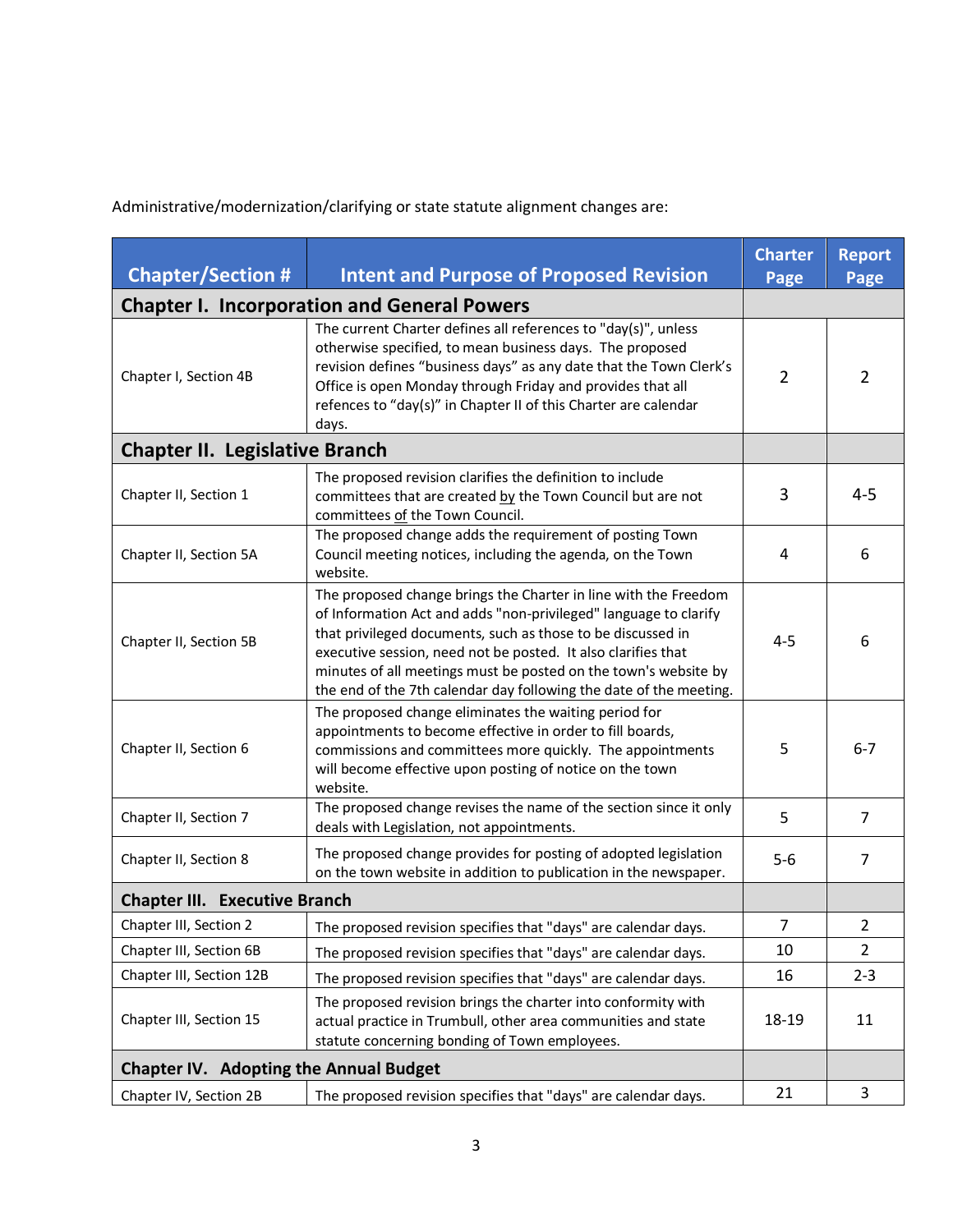Administrative/modernization/clarifying or state statute alignment changes are:

| Chapter/Section # | Intent and Purpose of Proposed Revision | Charter Page | Report Page |
|---|---|---|---|
| **Chapter I. Incorporation and General Powers** | | | |
| Chapter I, Section 4B | The current Charter defines all references to "day(s)", unless otherwise specified, to mean business days. The proposed revision defines "business days" as any date that the Town Clerk's Office is open Monday through Friday and provides that all refences to "day(s)" in Chapter II of this Charter are calendar days. | 2 | 2 |
| **Chapter II. Legislative Branch** | | | |
| Chapter II, Section 1 | The proposed revision clarifies the definition to include committees that are created <u>by</u> the Town Council but are not committees <u>of</u> the Town Council. | 3 | 4-5 |
| Chapter II, Section 5A | The proposed change adds the requirement of posting Town Council meeting notices, including the agenda, on the Town website. | 4 | 6 |
| Chapter II, Section 5B | The proposed change brings the Charter in line with the Freedom of Information Act and adds "non-privileged" language to clarify that privileged documents, such as those to be discussed in executive session, need not be posted. It also clarifies that minutes of all meetings must be posted on the town's website by the end of the 7th calendar day following the date of the meeting. | 4-5 | 6 |
| Chapter II, Section 6 | The proposed change eliminates the waiting period for appointments to become effective in order to fill boards, commissions and committees more quickly. The appointments will become effective upon posting of notice on the town website. | 5 | 6-7 |
| Chapter II, Section 7 | The proposed change revises the name of the section since it only deals with Legislation, not appointments. | 5 | 7 |
| Chapter II, Section 8 | The proposed change provides for posting of adopted legislation on the town website in addition to publication in the newspaper. | 5-6 | 7 |
| **Chapter III. Executive Branch** | | | |
| Chapter III, Section 2 | The proposed revision specifies that "days" are calendar days. | 7 | 2 |
| Chapter III, Section 6B | The proposed revision specifies that "days" are calendar days. | 10 | 2 |
| Chapter III, Section 12B | The proposed revision specifies that "days" are calendar days. | 16 | 2-3 |
| Chapter III, Section 15 | The proposed revision brings the charter into conformity with actual practice in Trumbull, other area communities and state statute concerning bonding of Town employees. | 18-19 | 11 |
| **Chapter IV. Adopting the Annual Budget** | | | |
| Chapter IV, Section 2B | The proposed revision specifies that "days" are calendar days. | 21 | 3 |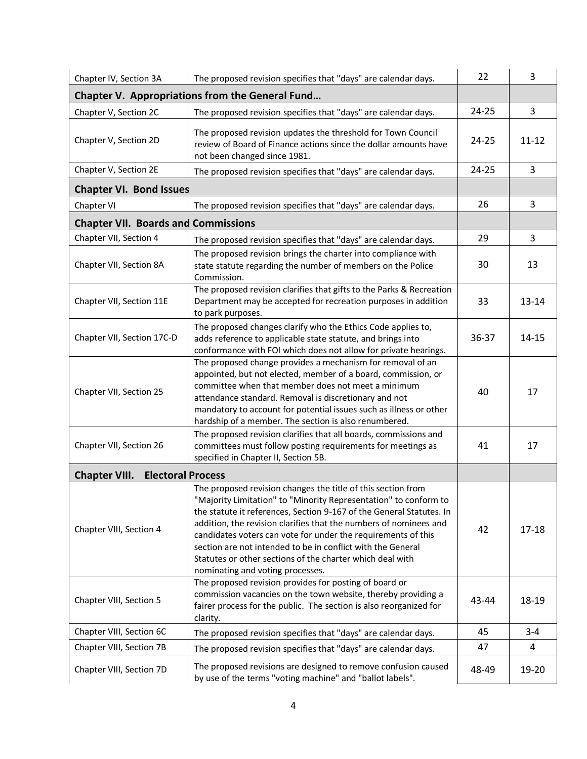| | | | |
|---|---|---|---|
| Chapter IV, Section 3A | The proposed revision specifies that "days" are calendar days. | 22 | 3 |
| **Chapter V. Appropriations from the General Fund…** | | | |
| Chapter V, Section 2C | The proposed revision specifies that "days" are calendar days. | 24-25 | 3 |
| Chapter V, Section 2D | The proposed revision updates the threshold for Town Council review of Board of Finance actions since the dollar amounts have not been changed since 1981. | 24-25 | 11-12 |
| Chapter V, Section 2E | The proposed revision specifies that "days" are calendar days. | 24-25 | 3 |
| **Chapter VI. Bond Issues** | | | |
| Chapter VI | The proposed revision specifies that "days" are calendar days. | 26 | 3 |
| **Chapter VII. Boards and Commissions** | | | |
| Chapter VII, Section 4 | The proposed revision specifies that "days" are calendar days. | 29 | 3 |
| Chapter VII, Section 8A | The proposed revision brings the charter into compliance with state statute regarding the number of members on the Police Commission. | 30 | 13 |
| Chapter VII, Section 11E | The proposed revision clarifies that gifts to the Parks & Recreation Department may be accepted for recreation purposes in addition to park purposes. | 33 | 13-14 |
| Chapter VII, Section 17C-D | The proposed changes clarify who the Ethics Code applies to, adds reference to applicable state statute, and brings into conformance with FOI which does not allow for private hearings. | 36-37 | 14-15 |
| Chapter VII, Section 25 | The proposed change provides a mechanism for removal of an appointed, but not elected, member of a board, commission, or committee when that member does not meet a minimum attendance standard. Removal is discretionary and not mandatory to account for potential issues such as illness or other hardship of a member. The section is also renumbered. | 40 | 17 |
| Chapter VII, Section 26 | The proposed revision clarifies that all boards, commissions and committees must follow posting requirements for meetings as specified in Chapter II, Section 5B. | 41 | 17 |
| **Chapter VIII. Electoral Process** | | | |
| Chapter VIII, Section 4 | The proposed revision changes the title of this section from "Majority Limitation" to "Minority Representation" to conform to the statute it references, Section 9-167 of the General Statutes. In addition, the revision clarifies that the numbers of nominees and candidates voters can vote for under the requirements of this section are not intended to be in conflict with the General Statutes or other sections of the charter which deal with nominating and voting processes. | 42 | 17-18 |
| Chapter VIII, Section 5 | The proposed revision provides for posting of board or commission vacancies on the town website, thereby providing a fairer process for the public. The section is also reorganized for clarity. | 43-44 | 18-19 |
| Chapter VIII, Section 6C | The proposed revision specifies that "days" are calendar days. | 45 | 3-4 |
| Chapter VIII, Section 7B | The proposed revision specifies that "days" are calendar days. | 47 | 4 |
| Chapter VIII, Section 7D | The proposed revisions are designed to remove confusion caused by use of the terms "voting machine" and "ballot labels". | 48-49 | 19-20 |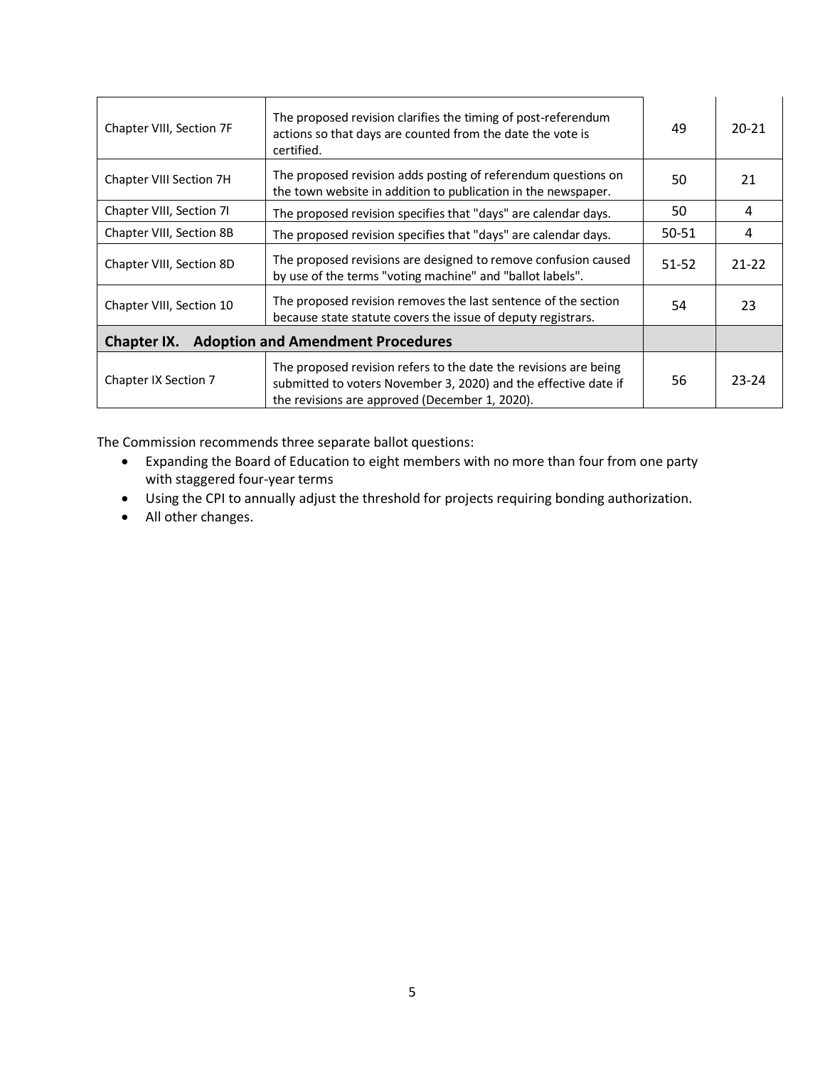| | | | |
|---|---|---|---|
| Chapter VIII, Section 7F | The proposed revision clarifies the timing of post-referendum actions so that days are counted from the date the vote is certified. | 49 | 20-21 |
| Chapter VIII Section 7H | The proposed revision adds posting of referendum questions on the town website in addition to publication in the newspaper. | 50 | 21 |
| Chapter VIII, Section 7I | The proposed revision specifies that "days" are calendar days. | 50 | 4 |
| Chapter VIII, Section 8B | The proposed revision specifies that "days" are calendar days. | 50-51 | 4 |
| Chapter VIII, Section 8D | The proposed revisions are designed to remove confusion caused by use of the terms "voting machine" and "ballot labels". | 51-52 | 21-22 |
| Chapter VIII, Section 10 | The proposed revision removes the last sentence of the section because state statute covers the issue of deputy registrars. | 54 | 23 |
| **Chapter IX. Adoption and Amendment Procedures** | | | |
| Chapter IX Section 7 | The proposed revision refers to the date the revisions are being submitted to voters November 3, 2020) and the effective date if the revisions are approved (December 1, 2020). | 56 | 23-24 |

The Commission recommends three separate ballot questions:

- Expanding the Board of Education to eight members with no more than four from one party with staggered four-year terms
- Using the CPI to annually adjust the threshold for projects requiring bonding authorization.
- All other changes.